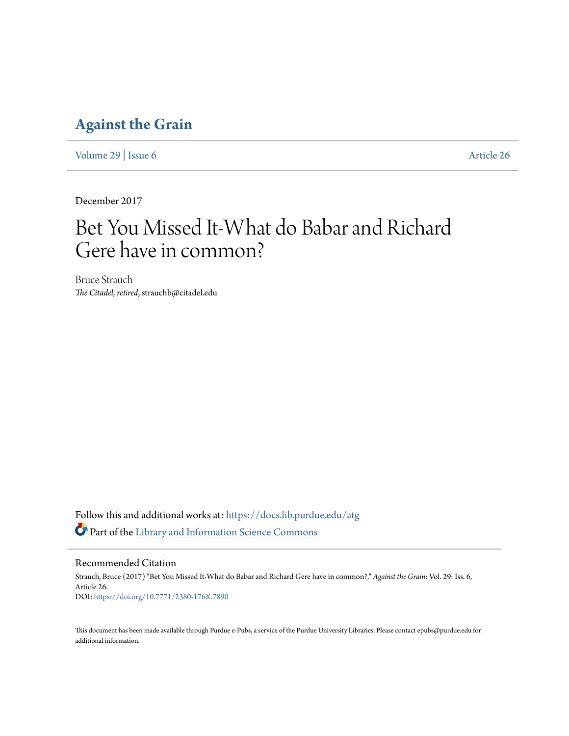# Against the Grain

Volume 29 | Issue 6 Article 26

December 2017

# Bet You Missed It-What do Babar and Richard Gere have in common?

Bruce Strauch
*The Citadel, retired*, strauchb@citadel.edu

Follow this and additional works at: https://docs.lib.purdue.edu/atg

Part of the Library and Information Science Commons

## Recommended Citation

Strauch, Bruce (2017) "Bet You Missed It-What do Babar and Richard Gere have in common?," *Against the Grain*: Vol. 29: Iss. 6, Article 26.
DOI: https://doi.org/10.7771/2380-176X.7890

This document has been made available through Purdue e-Pubs, a service of the Purdue University Libraries. Please contact epubs@purdue.edu for additional information.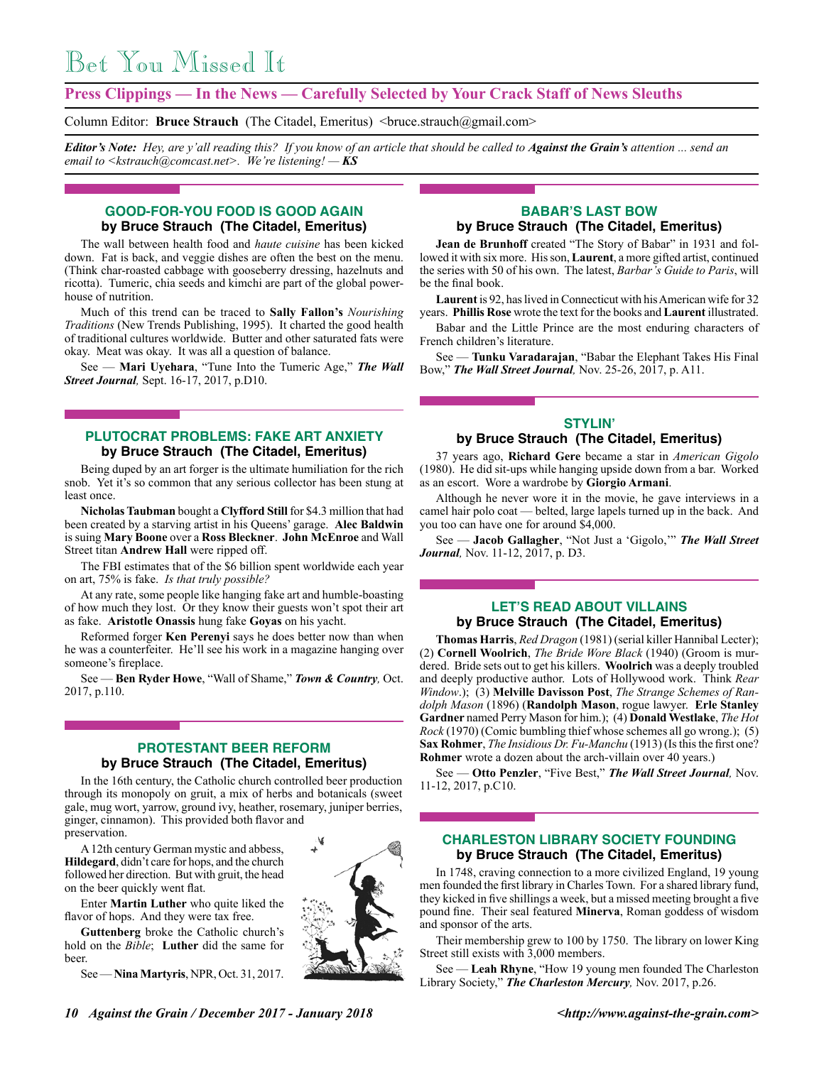# Bet You Missed It

## Press Clippings — In the News — Carefully Selected by Your Crack Staff of News Sleuths

Column Editor: **Bruce Strauch** (The Citadel, Emeritus) <bruce.strauch@gmail.com>

***Editor's Note:*** *Hey, are y'all reading this? If you know of an article that should be called to **Against the Grain's** attention ... send an email to <kstrauch@comcast.net>. We're listening! — **KS***

### GOOD-FOR-YOU FOOD IS GOOD AGAIN
**by Bruce Strauch (The Citadel, Emeritus)**

The wall between health food and *haute cuisine* has been kicked down. Fat is back, and veggie dishes are often the best on the menu. (Think char-roasted cabbage with gooseberry dressing, hazelnuts and ricotta). Tumeric, chia seeds and kimchi are part of the global powerhouse of nutrition.

Much of this trend can be traced to **Sally Fallon's** *Nourishing Traditions* (New Trends Publishing, 1995). It charted the good health of traditional cultures worldwide. Butter and other saturated fats were okay. Meat was okay. It was all a question of balance.

See — **Mari Uyehara**, "Tune Into the Tumeric Age," ***The Wall Street Journal,*** Sept. 16-17, 2017, p.D10.

### PLUTOCRAT PROBLEMS: FAKE ART ANXIETY
**by Bruce Strauch (The Citadel, Emeritus)**

Being duped by an art forger is the ultimate humiliation for the rich snob. Yet it's so common that any serious collector has been stung at least once.

**Nicholas Taubman** bought a **Clyfford Still** for $4.3 million that had been created by a starving artist in his Queens' garage. **Alec Baldwin** is suing **Mary Boone** over a **Ross Bleckner**. **John McEnroe** and Wall Street titan **Andrew Hall** were ripped off.

The FBI estimates that of the $6 billion spent worldwide each year on art, 75% is fake. *Is that truly possible?*

At any rate, some people like hanging fake art and humble-boasting of how much they lost. Or they know their guests won't spot their art as fake. **Aristotle Onassis** hung fake **Goyas** on his yacht.

Reformed forger **Ken Perenyi** says he does better now than when he was a counterfeiter. He'll see his work in a magazine hanging over someone's fireplace.

See — **Ben Ryder Howe**, "Wall of Shame," ***Town & Country,*** Oct. 2017, p.110.

### PROTESTANT BEER REFORM
**by Bruce Strauch (The Citadel, Emeritus)**

In the 16th century, the Catholic church controlled beer production through its monopoly on gruit, a mix of herbs and botanicals (sweet gale, mug wort, yarrow, ground ivy, heather, rosemary, juniper berries, ginger, cinnamon). This provided both flavor and preservation.

A 12th century German mystic and abbess, **Hildegard**, didn't care for hops, and the church followed her direction. But with gruit, the head on the beer quickly went flat.

Enter **Martin Luther** who quite liked the flavor of hops. And they were tax free.

**Guttenberg** broke the Catholic church's hold on the *Bible*; **Luther** did the same for beer.

See — **Nina Martyris**, NPR, Oct. 31, 2017.

### BABAR'S LAST BOW
**by Bruce Strauch (The Citadel, Emeritus)**

**Jean de Brunhoff** created "The Story of Babar" in 1931 and followed it with six more. His son, **Laurent**, a more gifted artist, continued the series with 50 of his own. The latest, *Barbar's Guide to Paris*, will be the final book.

**Laurent** is 92, has lived in Connecticut with his American wife for 32 years. **Phillis Rose** wrote the text for the books and **Laurent** illustrated.

Babar and the Little Prince are the most enduring characters of French children's literature.

See — **Tunku Varadarajan**, "Babar the Elephant Takes His Final Bow," ***The Wall Street Journal,*** Nov. 25-26, 2017, p. A11.

### STYLIN'
**by Bruce Strauch (The Citadel, Emeritus)**

37 years ago, **Richard Gere** became a star in *American Gigolo* (1980). He did sit-ups while hanging upside down from a bar. Worked as an escort. Wore a wardrobe by **Giorgio Armani**.

Although he never wore it in the movie, he gave interviews in a camel hair polo coat — belted, large lapels turned up in the back. And you too can have one for around $4,000.

See — **Jacob Gallagher**, "Not Just a 'Gigolo,'" ***The Wall Street Journal,*** Nov. 11-12, 2017, p. D3.

### LET'S READ ABOUT VILLAINS
**by Bruce Strauch (The Citadel, Emeritus)**

**Thomas Harris**, *Red Dragon* (1981) (serial killer Hannibal Lecter); (2) **Cornell Woolrich**, *The Bride Wore Black* (1940) (Groom is murdered. Bride sets out to get his killers. **Woolrich** was a deeply troubled and deeply productive author. Lots of Hollywood work. Think *Rear Window*.); (3) **Melville Davisson Post**, *The Strange Schemes of Randolph Mason* (1896) (**Randolph Mason**, rogue lawyer. **Erle Stanley Gardner** named Perry Mason for him.); (4) **Donald Westlake**, *The Hot Rock* (1970) (Comic bumbling thief whose schemes all go wrong.); (5) **Sax Rohmer**, *The Insidious Dr. Fu-Manchu* (1913) (Is this the first one? **Rohmer** wrote a dozen about the arch-villain over 40 years.)

See — **Otto Penzler**, "Five Best," ***The Wall Street Journal,*** Nov. 11-12, 2017, p.C10.

### CHARLESTON LIBRARY SOCIETY FOUNDING
**by Bruce Strauch (The Citadel, Emeritus)**

In 1748, craving connection to a more civilized England, 19 young men founded the first library in Charles Town. For a shared library fund, they kicked in five shillings a week, but a missed meeting brought a five pound fine. Their seal featured **Minerva**, Roman goddess of wisdom and sponsor of the arts.

Their membership grew to 100 by 1750. The library on lower King Street still exists with 3,000 members.

See — **Leah Rhyne**, "How 19 young men founded The Charleston Library Society," ***The Charleston Mercury,*** Nov. 2017, p.26.